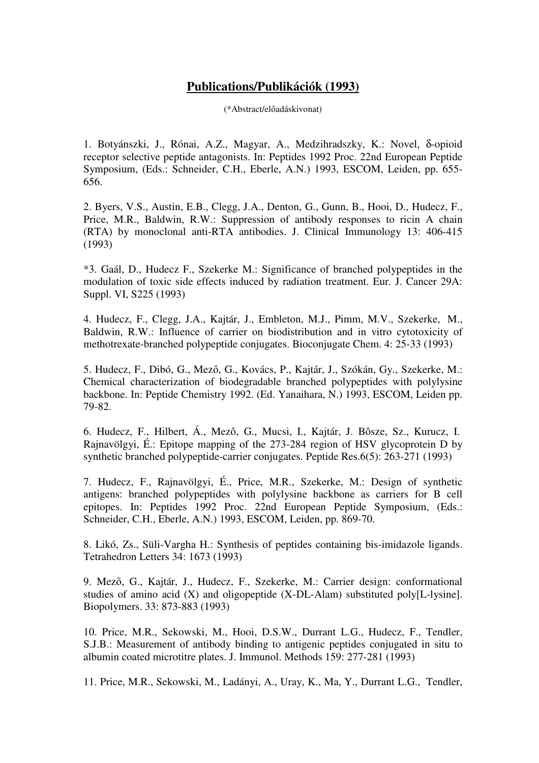# **Publications/Publikációk (1993)**

(*Abstract/előadáskivonat)

1. Botyánszki, J., Rónai, A.Z., Magyar, A., Medzihradszky, K.: Novel, δ-opioid receptor selective peptide antagonists. In: Peptides 1992 Proc. 22nd European Peptide Symposium, (Eds.: Schneider, C.H., Eberle, A.N.) 1993, ESCOM, Leiden, pp. 655-656.

2. Byers, V.S., Austin, E.B., Clegg, J.A., Denton, G., Gunn, B., Hooi, D., Hudecz, F., Price, M.R., Baldwin, R.W.: Suppression of antibody responses to ricin A chain (RTA) by monoclonal anti-RTA antibodies. J. Clinical Immunology 13: 406-415 (1993)

*3. Gaál, D., Hudecz F., Szekerke M.: Significance of branched polypeptides in the modulation of toxic side effects induced by radiation treatment. Eur. J. Cancer 29A: Suppl. VI, S225 (1993)

4. Hudecz, F., Clegg, J.A., Kajtár, J., Embleton, M.J., Pimm, M.V., Szekerke, M., Baldwin, R.W.: Influence of carrier on biodistribution and in vitro cytotoxicity of methotrexate-branched polypeptide conjugates. Bioconjugate Chem. 4: 25-33 (1993)

5. Hudecz, F., Dibó, G., Mező, G., Kovács, P., Kajtár, J., Szókán, Gy., Szekerke, M.: Chemical characterization of biodegradable branched polypeptides with polylysine backbone. In: Peptide Chemistry 1992. (Ed. Yanaihara, N.) 1993, ESCOM, Leiden pp. 79-82.

6. Hudecz, F., Hilbert, Á., Mezô, G., Mucsi, I., Kajtár, J. Bôsze, Sz., Kurucz, I. Rajnavölgyi, É.: Epitope mapping of the 273-284 region of HSV glycoprotein D by synthetic branched polypeptide-carrier conjugates. Peptide Res.6(5): 263-271 (1993)

7. Hudecz, F., Rajnavölgyi, É., Price, M.R., Szekerke, M.: Design of synthetic antigens: branched polypeptides with polylysine backbone as carriers for B cell epitopes. In: Peptides 1992 Proc. 22nd European Peptide Symposium, (Eds.: Schneider, C.H., Eberle, A.N.) 1993, ESCOM, Leiden, pp. 869-70.

8. Likó, Zs., Süli-Vargha H.: Synthesis of peptides containing bis-imidazole ligands. Tetrahedron Letters 34: 1673 (1993)

9. Mező, G., Kajtár, J., Hudecz, F., Szekerke, M.: Carrier design: conformational studies of amino acid (X) and oligopeptide (X-DL-Alam) substituted poly[L-lysine]. Biopolymers. 33: 873-883 (1993)

10. Price, M.R., Sekowski, M., Hooi, D.S.W., Durrant L.G., Hudecz, F., Tendler, S.J.B.: Measurement of antibody binding to antigenic peptides conjugated in situ to albumin coated microtitre plates. J. Immunol. Methods 159: 277-281 (1993)

11. Price, M.R., Sekowski, M., Ladányi, A., Uray, K., Ma, Y., Durrant L.G., Tendler,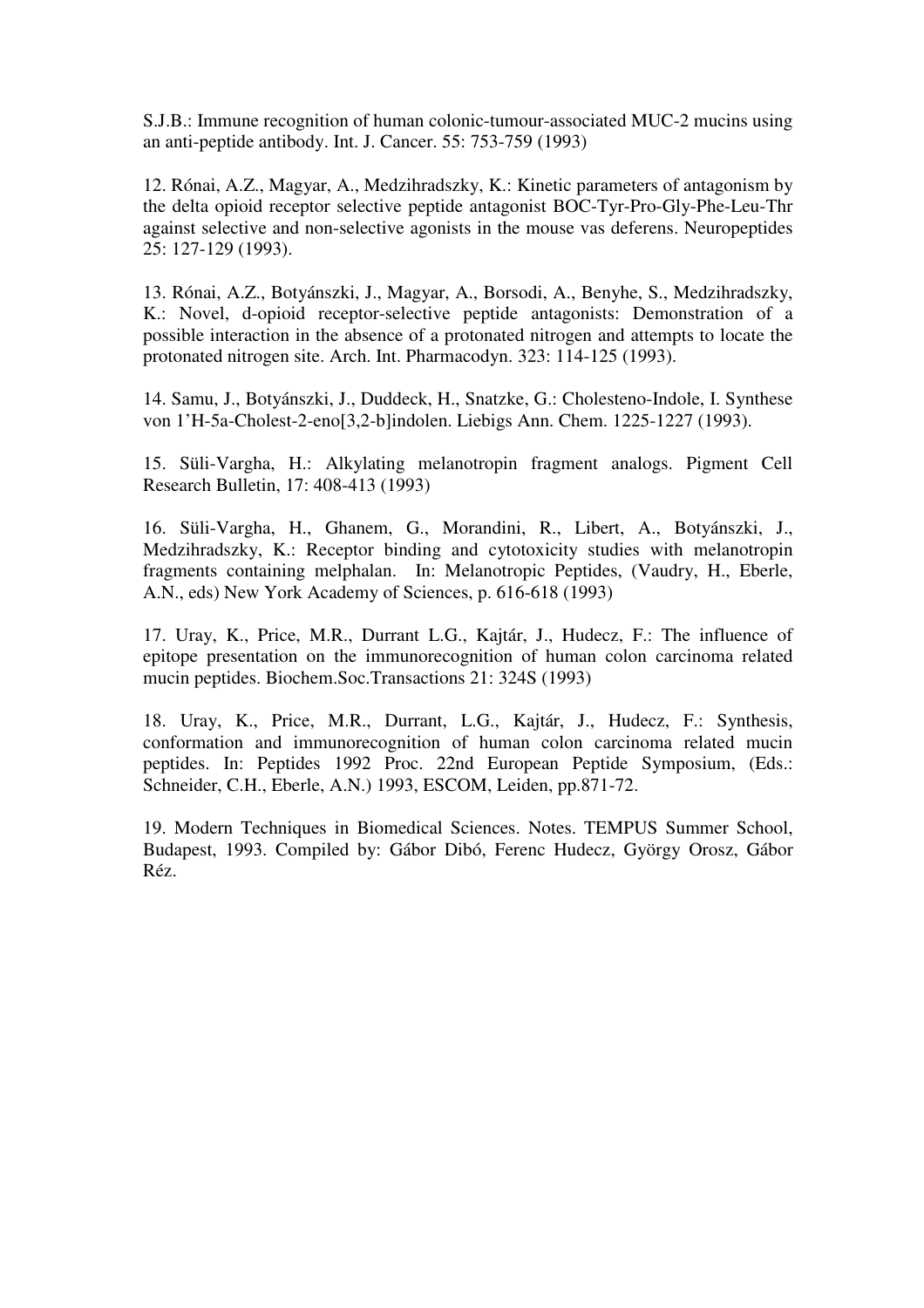S.J.B.: Immune recognition of human colonic-tumour-associated MUC-2 mucins using an anti-peptide antibody. Int. J. Cancer. 55: 753-759 (1993)

12. Rónai, A.Z., Magyar, A., Medzihradszky, K.: Kinetic parameters of antagonism by the delta opioid receptor selective peptide antagonist BOC-Tyr-Pro-Gly-Phe-Leu-Thr against selective and non-selective agonists in the mouse vas deferens. Neuropeptides 25: 127-129 (1993).

13. Rónai, A.Z., Botyánszki, J., Magyar, A., Borsodi, A., Benyhe, S., Medzihradszky, K.: Novel, d-opioid receptor-selective peptide antagonists: Demonstration of a possible interaction in the absence of a protonated nitrogen and attempts to locate the protonated nitrogen site. Arch. Int. Pharmacodyn. 323: 114-125 (1993).

14. Samu, J., Botyánszki, J., Duddeck, H., Snatzke, G.: Cholesteno-Indole, I. Synthese von 1'H-5a-Cholest-2-eno[3,2-b]indolen. Liebigs Ann. Chem. 1225-1227 (1993).

15. Süli-Vargha, H.: Alkylating melanotropin fragment analogs. Pigment Cell Research Bulletin, 17: 408-413 (1993)

16. Süli-Vargha, H., Ghanem, G., Morandini, R., Libert, A., Botyánszki, J., Medzihradszky, K.: Receptor binding and cytotoxicity studies with melanotropin fragments containing melphalan. In: Melanotropic Peptides, (Vaudry, H., Eberle, A.N., eds) New York Academy of Sciences, p. 616-618 (1993)

17. Uray, K., Price, M.R., Durrant L.G., Kajtár, J., Hudecz, F.: The influence of epitope presentation on the immunorecognition of human colon carcinoma related mucin peptides. Biochem.Soc.Transactions 21: 324S (1993)

18. Uray, K., Price, M.R., Durrant, L.G., Kajtár, J., Hudecz, F.: Synthesis, conformation and immunorecognition of human colon carcinoma related mucin peptides. In: Peptides 1992 Proc. 22nd European Peptide Symposium, (Eds.: Schneider, C.H., Eberle, A.N.) 1993, ESCOM, Leiden, pp.871-72.

19. Modern Techniques in Biomedical Sciences. Notes. TEMPUS Summer School, Budapest, 1993. Compiled by: Gábor Dibó, Ferenc Hudecz, György Orosz, Gábor Réz.